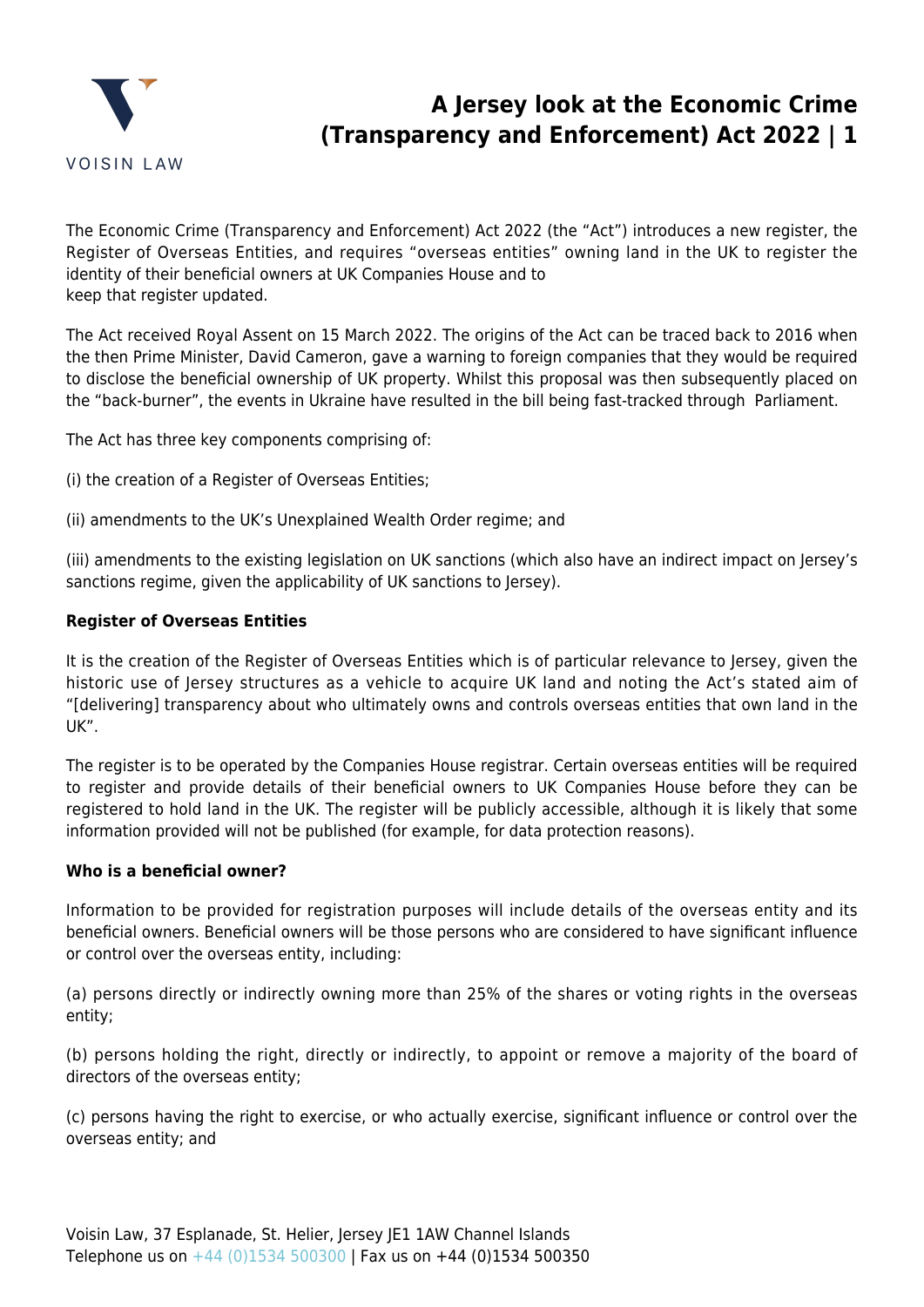# A Jersey look at the Economic Crime (Transparency and Enforcement) Act 2022

The Economic Crime (Transparency and Enforcement) Act 2022 (the "Act") introduces a new register, the Register of Overseas Entities, and requires "overseas entities" owning land in the UK to register the identity of their beneficial owners at UK Companies House and to keep that register updated.

The Act received Royal Assent on 15 March 2022. The origins of the Act can be traced back to 2016 when the then Prime Minister, David Cameron, gave a warning to foreign companies that they would be required to disclose the beneficial ownership of UK property. Whilst this proposal was then subsequently placed on the "back-burner", the events in Ukraine have resulted in the bill being fast-tracked through Parliament.

The Act has three key components comprising of:

(i) the creation of a Register of Overseas Entities;

(ii) amendments to the UK's Unexplained Wealth Order regime; and

(iii) amendments to the existing legislation on UK sanctions (which also have an indirect impact on Jersey's sanctions regime, given the applicability of UK sanctions to Jersey).

**Register of Overseas Entities**

It is the creation of the Register of Overseas Entities which is of particular relevance to Jersey, given the historic use of Jersey structures as a vehicle to acquire UK land and noting the Act's stated aim of "[delivering] transparency about who ultimately owns and controls overseas entities that own land in the UK".

The register is to be operated by the Companies House registrar. Certain overseas entities will be required to register and provide details of their beneficial owners to UK Companies House before they can be registered to hold land in the UK. The register will be publicly accessible, although it is likely that some information provided will not be published (for example, for data protection reasons).

**Who is a beneficial owner?**

Information to be provided for registration purposes will include details of the overseas entity and its beneficial owners. Beneficial owners will be those persons who are considered to have significant influence or control over the overseas entity, including:

(a) persons directly or indirectly owning more than 25% of the shares or voting rights in the overseas entity;

(b) persons holding the right, directly or indirectly, to appoint or remove a majority of the board of directors of the overseas entity;

(c) persons having the right to exercise, or who actually exercise, significant influence or control over the overseas entity; and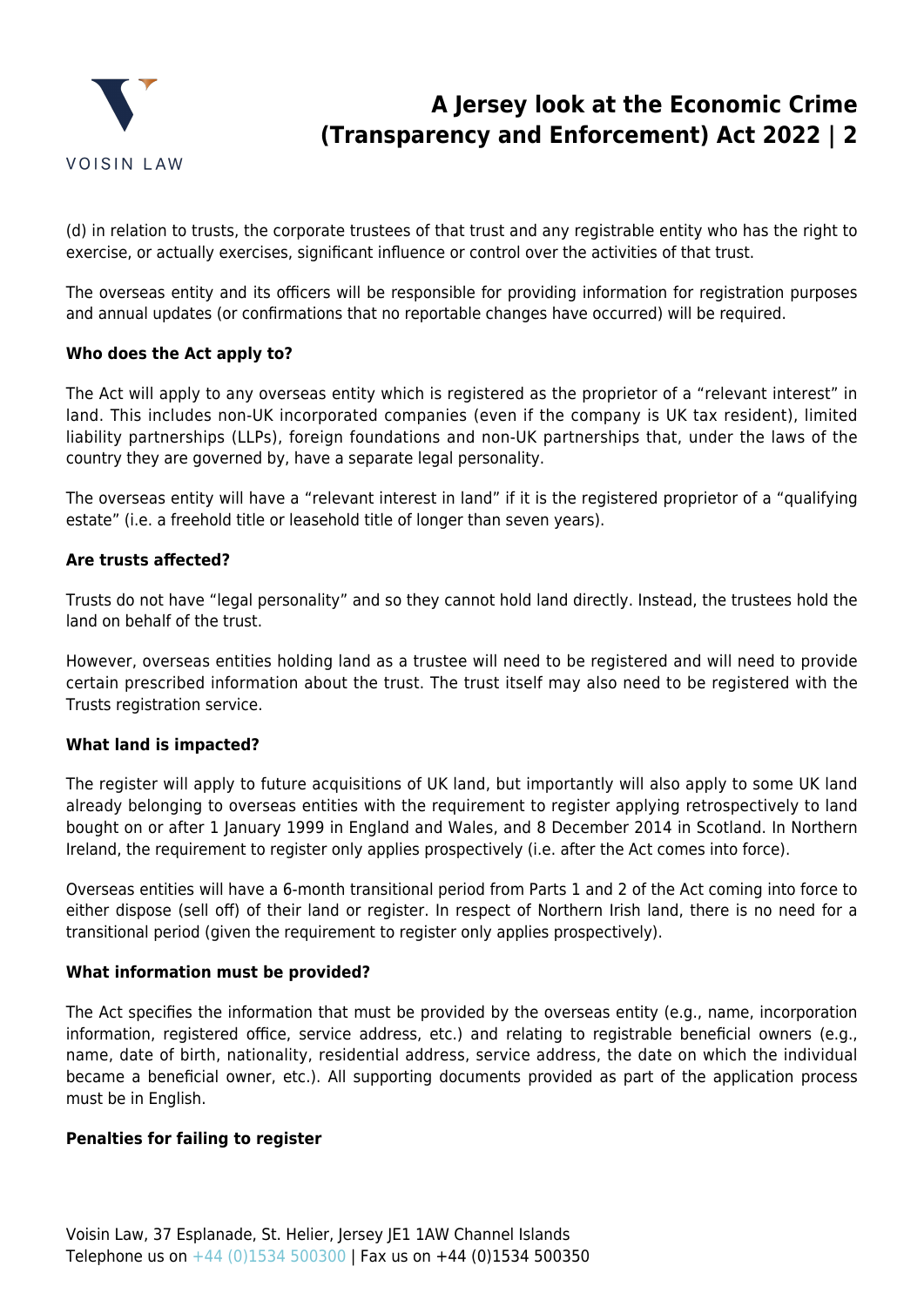(d) in relation to trusts, the corporate trustees of that trust and any registrable entity who has the right to exercise, or actually exercises, significant influence or control over the activities of that trust.

The overseas entity and its officers will be responsible for providing information for registration purposes and annual updates (or confirmations that no reportable changes have occurred) will be required.

**Who does the Act apply to?**

The Act will apply to any overseas entity which is registered as the proprietor of a "relevant interest" in land. This includes non-UK incorporated companies (even if the company is UK tax resident), limited liability partnerships (LLPs), foreign foundations and non-UK partnerships that, under the laws of the country they are governed by, have a separate legal personality.

The overseas entity will have a "relevant interest in land" if it is the registered proprietor of a "qualifying estate" (i.e. a freehold title or leasehold title of longer than seven years).

**Are trusts affected?**

Trusts do not have "legal personality" and so they cannot hold land directly. Instead, the trustees hold the land on behalf of the trust.

However, overseas entities holding land as a trustee will need to be registered and will need to provide certain prescribed information about the trust. The trust itself may also need to be registered with the Trusts registration service.

**What land is impacted?**

The register will apply to future acquisitions of UK land, but importantly will also apply to some UK land already belonging to overseas entities with the requirement to register applying retrospectively to land bought on or after 1 January 1999 in England and Wales, and 8 December 2014 in Scotland. In Northern Ireland, the requirement to register only applies prospectively (i.e. after the Act comes into force).

Overseas entities will have a 6-month transitional period from Parts 1 and 2 of the Act coming into force to either dispose (sell off) of their land or register. In respect of Northern Irish land, there is no need for a transitional period (given the requirement to register only applies prospectively).

**What information must be provided?**

The Act specifies the information that must be provided by the overseas entity (e.g., name, incorporation information, registered office, service address, etc.) and relating to registrable beneficial owners (e.g., name, date of birth, nationality, residential address, service address, the date on which the individual became a beneficial owner, etc.). All supporting documents provided as part of the application process must be in English.

**Penalties for failing to register**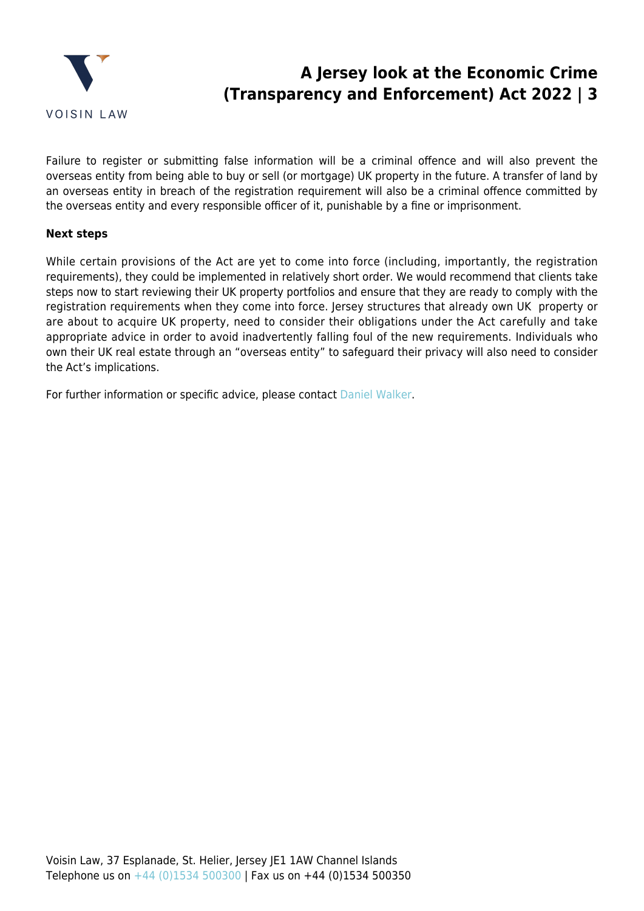Failure to register or submitting false information will be a criminal offence and will also prevent the overseas entity from being able to buy or sell (or mortgage) UK property in the future. A transfer of land by an overseas entity in breach of the registration requirement will also be a criminal offence committed by the overseas entity and every responsible officer of it, punishable by a fine or imprisonment.

**Next steps**

While certain provisions of the Act are yet to come into force (including, importantly, the registration requirements), they could be implemented in relatively short order. We would recommend that clients take steps now to start reviewing their UK property portfolios and ensure that they are ready to comply with the registration requirements when they come into force. Jersey structures that already own UK property or are about to acquire UK property, need to consider their obligations under the Act carefully and take appropriate advice in order to avoid inadvertently falling foul of the new requirements. Individuals who own their UK real estate through an "overseas entity" to safeguard their privacy will also need to consider the Act's implications.

For further information or specific advice, please contact Daniel Walker.